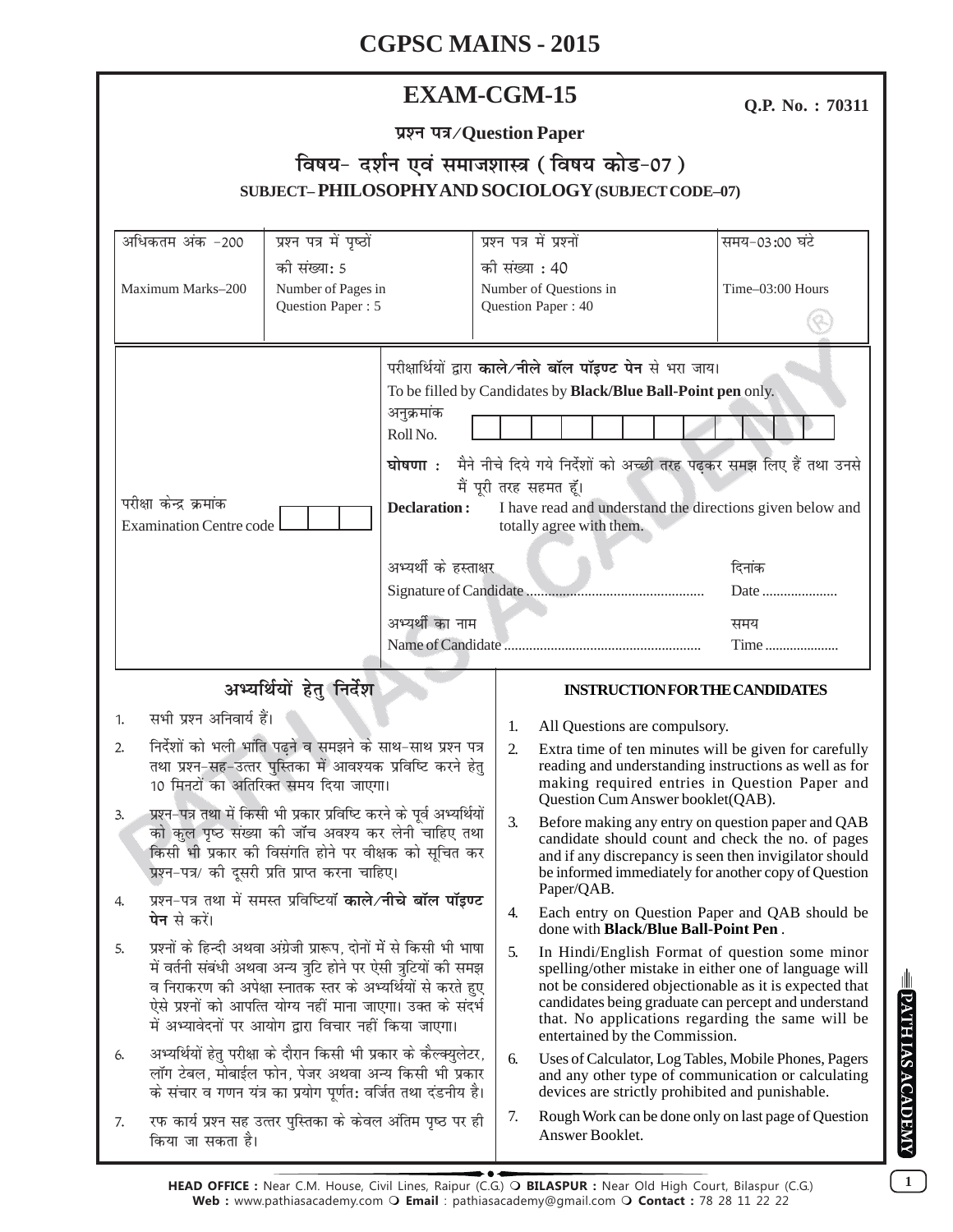# CGPSC MAINS - 2015

## EXAM-CGM-15

**Q.P. No. : 70311**

**प्रश्न पत्र/Question Paper**

### विषय- दर्शन एवं समाजशास्त्र ( विषय कोड-07 )

### SUBJECT– PHILOSOPHY AND SOCIOLOGY (SUBJECT CODE–07)

| अधिकतम अंक -200<br>Maximum Marks–200 | प्रश्न पत्र में पृष्ठों की संख्या: 5<br>Number of Pages in Question Paper : 5 | प्रश्न पत्र में प्रश्नों की संख्या : 40<br>Number of Questions in Question Paper : 40 | समय-03:00 घंटे<br>Time–03:00 Hours |
|---|---|---|---|

परीक्षार्थियों द्वारा **काले/नीले बॉल पॉइण्ट पेन** से भरा जाय।
To be filled by Candidates by **Black/Blue Ball-Point pen** only.

अनुक्रमांक
Roll No.

परीक्षा केन्द्र क्रमांक
Examination Centre code

**घोषणा :** मैने नीचे दिये गये निर्देशों को अच्छी तरह पढ़कर समझ लिए हैं तथा उनसे मैं पूरी तरह सहमत हूँ।

**Declaration :** I have read and understand the directions given below and totally agree with them.

अभ्यर्थी के हस्ताक्षर
Signature of Candidate ................................................

दिनांक
Date .....................

अभ्यर्थी का नाम
Name of Candidate ......................................................

समय
Time .....................

## अभ्यर्थियों हेतु निर्देश

1. सभी प्रश्न अनिवार्य हैं।
2. निर्देशों को भली भांति पढ़ने व समझने के साथ-साथ प्रश्न पत्र तथा प्रश्न-सह-उत्तर पुस्तिका में आवश्यक प्रविष्टि करने हेतु 10 मिनटों का अतिरिक्त समय दिया जाएगा।
3. प्रश्न-पत्र तथा में किसी भी प्रकार प्रविष्टि करने के पूर्व अभ्यर्थियों को कुल पृष्ठ संख्या की जाँच अवश्य कर लेनी चाहिए तथा किसी भी प्रकार की विसंगति होने पर वीक्षक को सूचित कर प्रश्न-पत्र/ की दूसरी प्रति प्राप्त करना चाहिए।
4. प्रश्न-पत्र तथा में समस्त प्रविष्टियाँ **काले/नीले बॉल पॉइण्ट पेन** से करें।
5. प्रश्नों के हिन्दी अथवा अंग्रेजी प्रारूप, दोनों में से किसी भी भाषा में वर्तनी संबंधी अथवा अन्य त्रुटि होने पर ऐसी त्रुटियों की समझ व निराकरण की अपेक्षा स्नातक स्तर के अभ्यर्थियों से करते हुए ऐसे प्रश्नों को आपत्ति योग्य नहीं माना जाएगा। उक्त के संदर्भ में अभ्यावेदनों पर आयोग द्वारा विचार नहीं किया जाएगा।
6. अभ्यर्थियों हेतु परीक्षा के दौरान किसी भी प्रकार के कैल्क्युलेटर, लॉग टेबल, मोबाईल फोन, पेजर अथवा अन्य किसी भी प्रकार के संचार व गणन यंत्र का प्रयोग पूर्णतः वर्जित तथा दंडनीय है।
7. रफ कार्य प्रश्न सह उत्तर पुस्तिका के केवल अंतिम पृष्ठ पर ही किया जा सकता है।

## INSTRUCTION FOR THE CANDIDATES

1. All Questions are compulsory.
2. Extra time of ten minutes will be given for carefully reading and understanding instructions as well as for making required entries in Question Paper and Question Cum Answer booklet(QAB).
3. Before making any entry on question paper and QAB candidate should count and check the no. of pages and if any discrepancy is seen then invigilator should be informed immediately for another copy of Question Paper/QAB.
4. Each entry on Question Paper and QAB should be done with **Black/Blue Ball-Point Pen**.
5. In Hindi/English Format of question some minor spelling/other mistake in either one of language will not be considered objectionable as it is expected that candidates being graduate can percept and understand that. No applications regarding the same will be entertained by the Commission.
6. Uses of Calculator, Log Tables, Mobile Phones, Pagers and any other type of communication or calculating devices are strictly prohibited and punishable.
7. Rough Work can be done only on last page of Question Answer Booklet.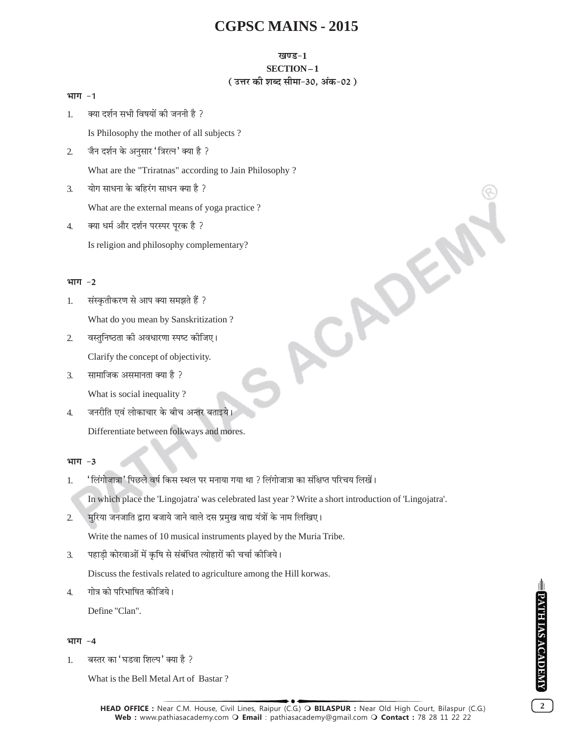# CGPSC MAINS - 2015

**खण्ड-1**

**SECTION – 1**

**( उत्तर की शब्द सीमा-30, अंक-02 )**

**भाग -1**

1. क्या दर्शन सभी विषयों की जननी है ?

   Is Philosophy the mother of all subjects ?

2. जैन दर्शन के अनुसार 'त्रिरत्न' क्या है ?

   What are the "Triratnas" according to Jain Philosophy ?

3. योग साधना के बहिरंग साधन क्या है ?

   What are the external means of yoga practice ?

4. क्या धर्म और दर्शन परस्पर पूरक है ?

   Is religion and philosophy complementary?

**भाग -2**

1. संस्कृतीकरण से आप क्या समझते हैं ?

   What do you mean by Sanskritization ?

2. वस्तुनिष्ठता की अवधारणा स्पष्ट कीजिए।

   Clarify the concept of objectivity.

3. सामाजिक असमानता क्या है ?

   What is social inequality ?

4. जनरीति एवं लोकाचार के बीच अन्तर बताइये।

   Differentiate between folkways and mores.

**भाग -3**

1. 'लिंगोजात्रा' पिछले वर्ष किस स्थल पर मनाया गया था ? लिंगोजात्रा का संक्षिप्त परिचय लिखें।

   In which place the 'Lingojatra' was celebrated last year ? Write a short introduction of 'Lingojatra'.

2. मुरिया जनजाति द्वारा बजाये जाने वाले दस प्रमुख वाद्य यंत्रों के नाम लिखिए।

   Write the names of 10 musical instruments played by the Muria Tribe.

3. पहाड़ी कोरवाओं में कृषि से संबंधित त्योहारों की चर्चा कीजिये।

   Discuss the festivals related to agriculture among the Hill korwas.

4. गोत्र को परिभाषित कीजिये।

   Define "Clan".

**भाग -4**

1. बस्तर का 'घडवा शिल्प' क्या है ?

   What is the Bell Metal Art of Bastar ?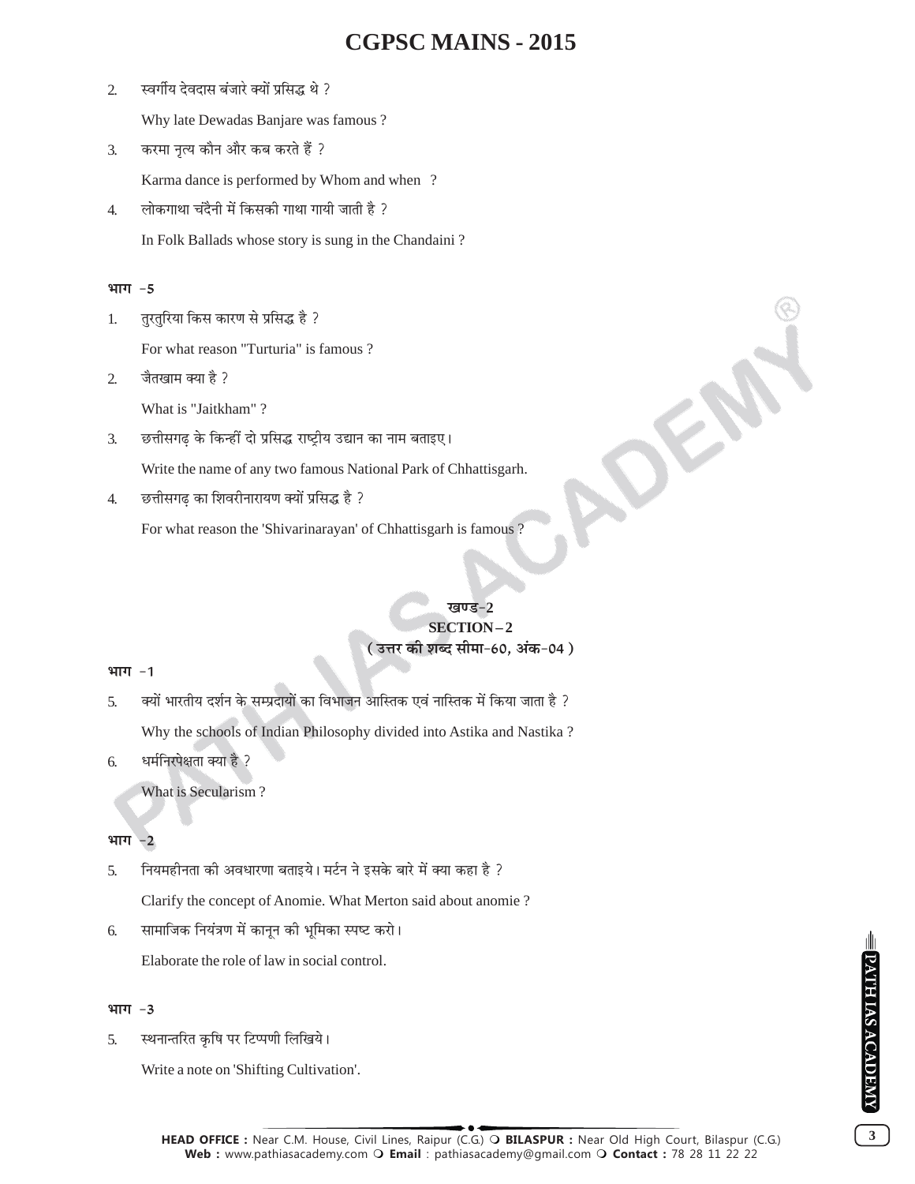2. स्वर्गीय देवदास बंजारे क्यों प्रसिद्ध थे ?

   Why late Dewadas Banjare was famous ?

3. करमा नृत्य कौन और कब करते हैं ?

   Karma dance is performed by Whom and when ?

4. लोकगाथा चंदैनी में किसकी गाथा गायी जाती है ?

   In Folk Ballads whose story is sung in the Chandaini ?

**भाग -5**

1. तुरतुरिया किस कारण से प्रसिद्ध है ?

   For what reason "Turturia" is famous ?

2. जैतखाम क्या है ?

   What is "Jaitkham" ?

3. छत्तीसगढ़ के किन्हीं दो प्रसिद्ध राष्ट्रीय उद्यान का नाम बताइए।

   Write the name of any two famous National Park of Chhattisgarh.

4. छत्तीसगढ़ का शिवरीनारायण क्यों प्रसिद्ध है ?

   For what reason the 'Shivarinarayan' of Chhattisgarh is famous ?

## खण्ड-2
## SECTION – 2
**( उत्तर की शब्द सीमा-60, अंक-04 )**

**भाग -1**

5. क्यों भारतीय दर्शन के सम्प्रदायों का विभाजन आस्तिक एवं नास्तिक में किया जाता है ?

   Why the schools of Indian Philosophy divided into Astika and Nastika ?

6. धर्मनिरपेक्षता क्या है ?

   What is Secularism ?

**भाग -2**

5. नियमहीनता की अवधारणा बताइये। मर्टन ने इसके बारे में क्या कहा है ?

   Clarify the concept of Anomie. What Merton said about anomie ?

6. सामाजिक नियंत्रण में कानून की भूमिका स्पष्ट करो।

   Elaborate the role of law in social control.

**भाग -3**

5. स्थनान्तरित कृषि पर टिप्पणी लिखिये।

   Write a note on 'Shifting Cultivation'.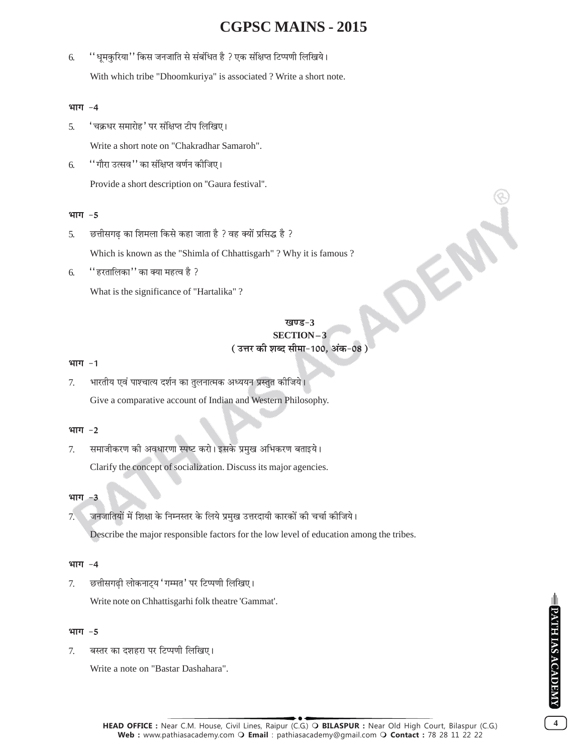6. ''धूमकुरिया'' किस जनजाति से संबंधित है ? एक संक्षिप्त टिप्पणी लिखिये।

   With which tribe "Dhoomkuriya" is associated ? Write a short note.

**भाग -4**

5. 'चक्रधर समारोह' पर संक्षिप्त टीप लिखिए।

   Write a short note on "Chakradhar Samaroh".

6. ''गौरा उत्सव'' का संक्षिप्त वर्णन कीजिए।

   Provide a short description on "Gaura festival".

**भाग -5**

5. छत्तीसगढ़ का शिमला किसे कहा जाता है ? वह क्यों प्रसिद्ध है ?

   Which is known as the "Shimla of Chhattisgarh" ? Why it is famous ?

6. ''हरतालिका'' का क्या महत्व है ?

   What is the significance of "Hartalika" ?

## खण्ड-3
## SECTION – 3
**( उत्तर की शब्द सीमा-100, अंक-08 )**

**भाग -1**

7. भारतीय एवं पाश्चात्य दर्शन का तुलनात्मक अध्ययन प्रस्तुत कीजिये।

   Give a comparative account of Indian and Western Philosophy.

**भाग -2**

7. समाजीकरण की अवधारणा स्पष्ट करो। इसके प्रमुख अभिकरण बताइये।

   Clarify the concept of socialization. Discuss its major agencies.

**भाग -3**

7. जनजातियों में शिक्षा के निम्नस्तर के लिये प्रमुख उत्तरदायी कारकों की चर्चा कीजिये।

   Describe the major responsible factors for the low level of education among the tribes.

**भाग -4**

7. छत्तीसगढ़ी लोकनाट्य 'गम्मत' पर टिप्पणी लिखिए।

   Write note on Chhattisgarhi folk theatre 'Gammat'.

**भाग -5**

7. बस्तर का दशहरा पर टिप्पणी लिखिए।

   Write a note on "Bastar Dashahara".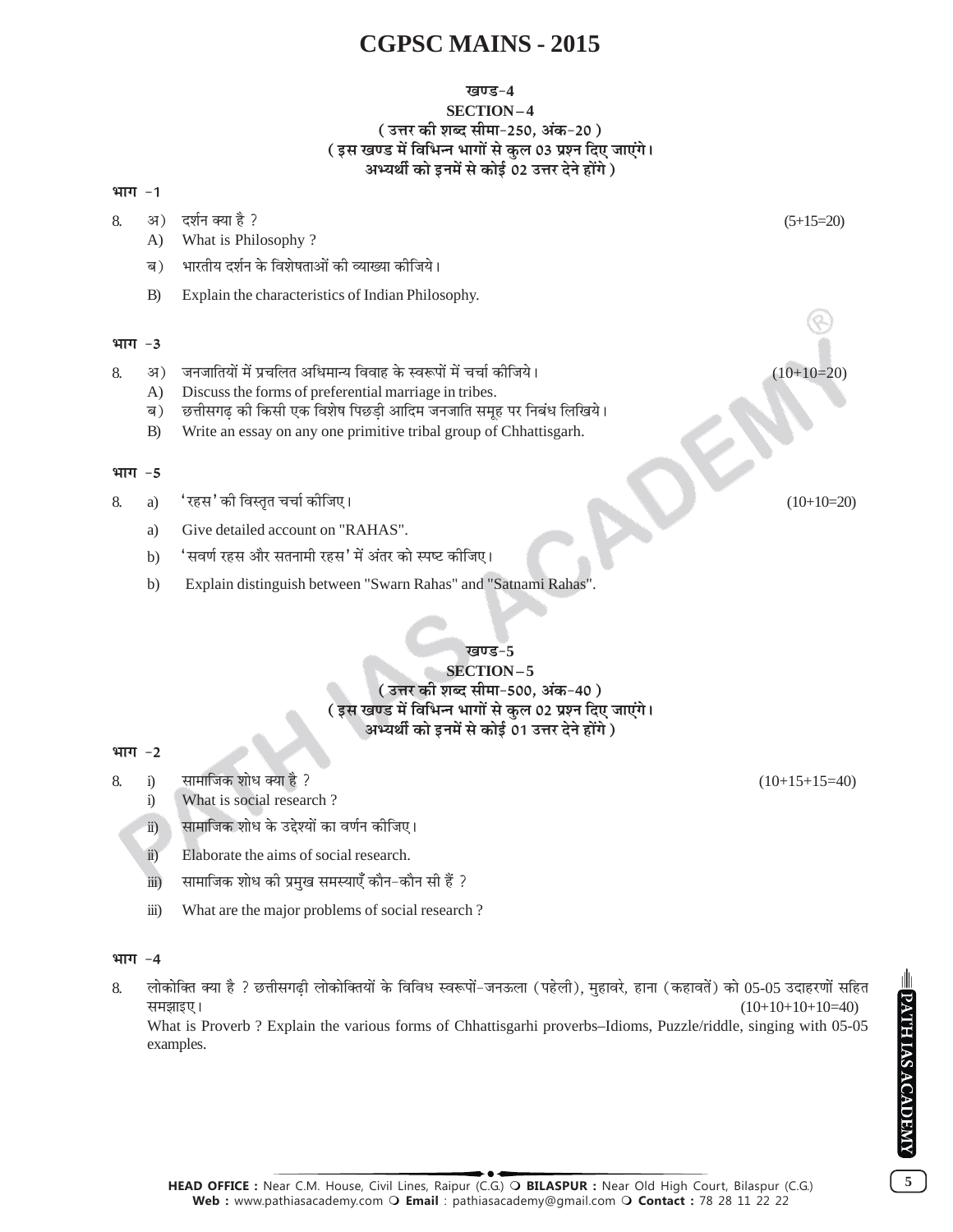# CGPSC MAINS - 2015

## खण्ड-4

## SECTION – 4

**( उत्तर की शब्द सीमा-250, अंक-20 )**

**( इस खण्ड में विभिन्न भागों से कुल 03 प्रश्न दिए जाएंगे। अभ्यर्थी को इनमें से कोई 02 उत्तर देने होंगे )**

**भाग -1**

8. अ) दर्शन क्या है ? (5+15=20)
   A) What is Philosophy ?
   ब) भारतीय दर्शन के विशेषताओं की व्याख्या कीजिये।
   B) Explain the characteristics of Indian Philosophy.

**भाग -3**

8. अ) जनजातियों में प्रचलित अधिमान्य विवाह के स्वरूपों में चर्चा कीजिये। (10+10=20)
   A) Discuss the forms of preferential marriage in tribes.
   ब) छत्तीसगढ़ की किसी एक विशेष पिछड़ी आदिम जनजाति समूह पर निबंध लिखिये।
   B) Write an essay on any one primitive tribal group of Chhattisgarh.

**भाग -5**

8. a) 'रहस' की विस्तृत चर्चा कीजिए। (10+10=20)
   a) Give detailed account on "RAHAS".
   b) 'सवर्ण रहस और सतनामी रहस' में अंतर को स्पष्ट कीजिए।
   b) Explain distinguish between "Swarn Rahas" and "Satnami Rahas".

## खण्ड-5

## SECTION – 5

**( उत्तर की शब्द सीमा-500, अंक-40 )**

**( इस खण्ड में विभिन्न भागों से कुल 02 प्रश्न दिए जाएंगे। अभ्यर्थी को इनमें से कोई 01 उत्तर देने होंगे )**

**भाग -2**

8. i) सामाजिक शोध क्या है ? (10+15+15=40)
   i) What is social research ?
   ii) सामाजिक शोध के उद्देश्यों का वर्णन कीजिए।
   ii) Elaborate the aims of social research.
   iii) सामाजिक शोध की प्रमुख समस्याएँ कौन-कौन सी हैं ?
   iii) What are the major problems of social research ?

**भाग -4**

8. लोकोक्ति क्या है ? छत्तीसगढ़ी लोकोक्तियों के विविध स्वरूपों-जनऊला (पहेली), मुहावरे, हाना (कहावतें) को 05-05 उदाहरणों सहित समझाइए। (10+10+10+10=40)
   What is Proverb ? Explain the various forms of Chhattisgarhi proverbs–Idioms, Puzzle/riddle, singing with 05-05 examples.